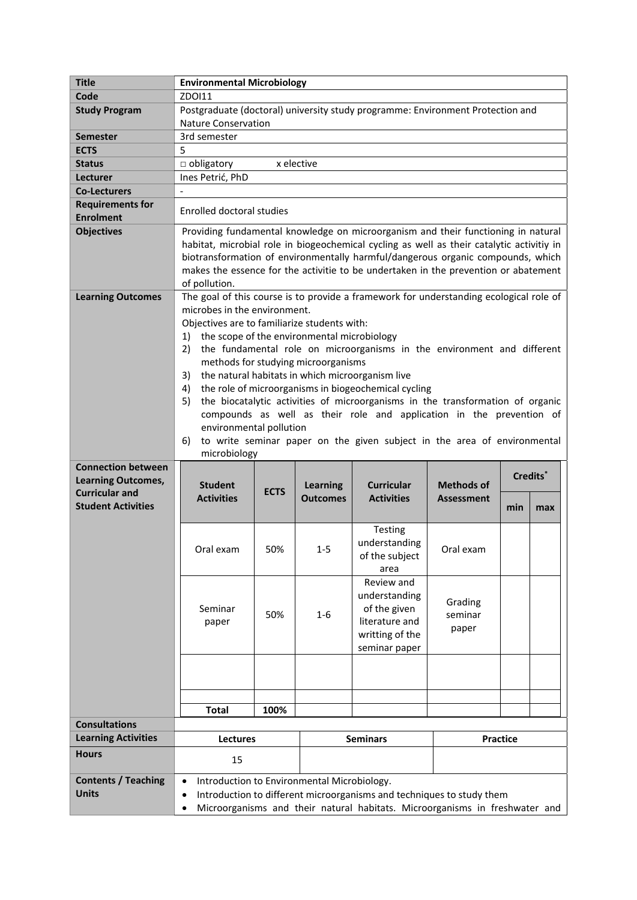| | |
|---|---|
| **Title** | **Environmental Microbiology** |
| **Code** | ZDOI11 |
| **Study Program** | Postgraduate (doctoral) university study programme: Environment Protection and Nature Conservation |
| **Semester** | 3rd semester |
| **ECTS** | 5 |
| **Status** | □ obligatory x elective |
| **Lecturer** | Ines Petrić, PhD |
| **Co-Lecturers** | - |
| **Requirements for Enrolment** | Enrolled doctoral studies |
| **Objectives** | Providing fundamental knowledge on microorganism and their functioning in natural habitat, microbial role in biogeochemical cycling as well as their catalytic activitiy in biotransformation of environmentally harmful/dangerous organic compounds, which makes the essence for the activitie to be undertaken in the prevention or abatement of pollution. |
| **Learning Outcomes** | The goal of this course is to provide a framework for understanding ecological role of microbes in the environment.<br>Objectives are to familiarize students with:<br>1) the scope of the environmental microbiology<br>2) the fundamental role on microorganisms in the environment and different methods for studying microorganisms<br>3) the natural habitats in which microorganism live<br>4) the role of microorganisms in biogeochemical cycling<br>5) the biocatalytic activities of microorganisms in the transformation of organic compounds as well as their role and application in the prevention of environmental pollution<br>6) to write seminar paper on the given subject in the area of environmental microbiology |

**Connection between Learning Outcomes, Curricular and Student Activities**

| Student Activities | ECTS | Learning Outcomes | Curricular Activities | Methods of Assessment | Credits* | |
|---|---|---|---|---|---|---|
| | | | | | min | max |
| Oral exam | 50% | 1-5 | Testing understanding of the subject area | Oral exam | | |
| Seminar paper | 50% | 1-6 | Review and understanding of the given literature and writting of the seminar paper | Grading seminar paper | | |
| | | | | | | |
| | | | | | | |
| **Total** | **100%** | | | | | |

| | | | |
|---|---|---|---|
| **Consultations** | | | |
| **Learning Activities** | **Lectures** | **Seminars** | **Practice** |
| **Hours** | 15 | | |

**Contents / Teaching Units**

- Introduction to Environmental Microbiology.
- Introduction to different microorganisms and techniques to study them
- Microorganisms and their natural habitats. Microorganisms in freshwater and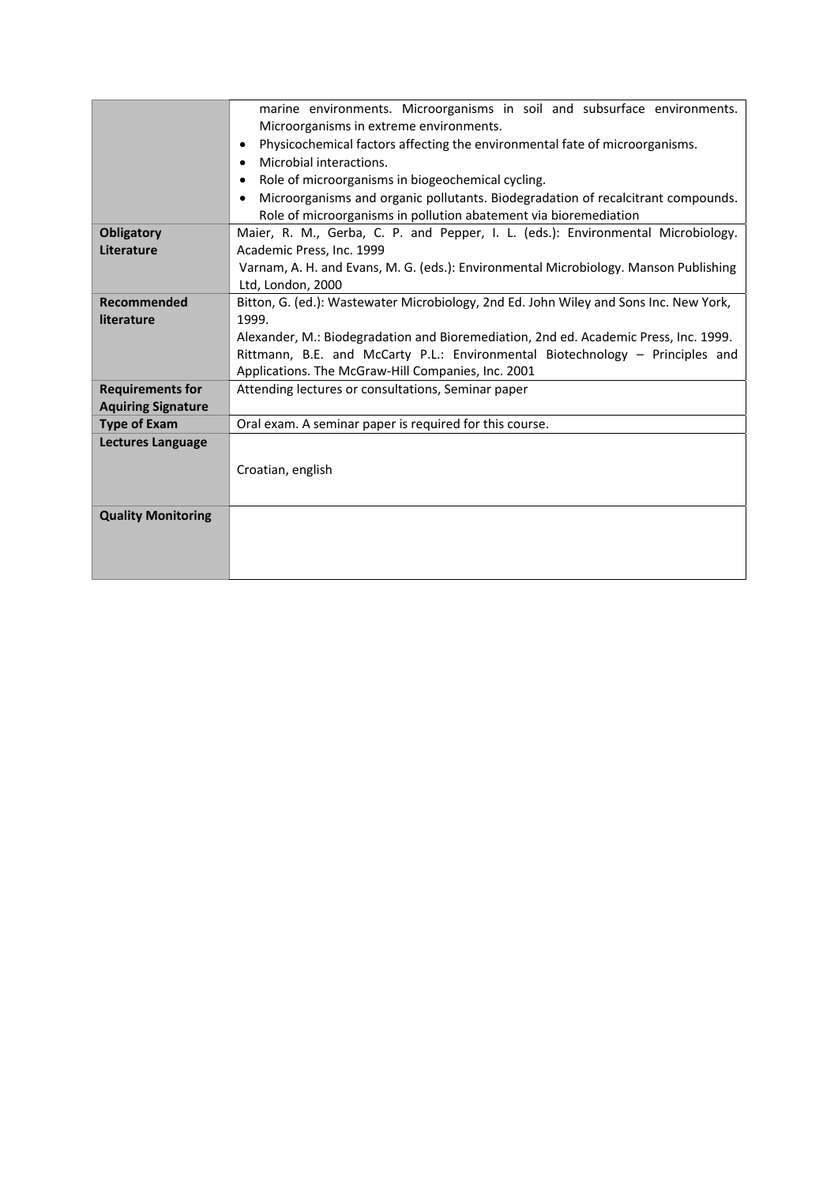| | |
|---|---|
| | marine environments. Microorganisms in soil and subsurface environments. Microorganisms in extreme environments.<br>• Physicochemical factors affecting the environmental fate of microorganisms.<br>• Microbial interactions.<br>• Role of microorganisms in biogeochemical cycling.<br>• Microorganisms and organic pollutants. Biodegradation of recalcitrant compounds. Role of microorganisms in pollution abatement via bioremediation |
| **Obligatory Literature** | Maier, R. M., Gerba, C. P. and Pepper, I. L. (eds.): Environmental Microbiology. Academic Press, Inc. 1999<br>Varnam, A. H. and Evans, M. G. (eds.): Environmental Microbiology. Manson Publishing Ltd, London, 2000 |
| **Recommended literature** | Bitton, G. (ed.): Wastewater Microbiology, 2nd Ed. John Wiley and Sons Inc. New York, 1999.<br>Alexander, M.: Biodegradation and Bioremediation, 2nd ed. Academic Press, Inc. 1999.<br>Rittmann, B.E. and McCarty P.L.: Environmental Biotechnology – Principles and Applications. The McGraw-Hill Companies, Inc. 2001 |
| **Requirements for Aquiring Signature** | Attending lectures or consultations, Seminar paper |
| **Type of Exam** | Oral exam. A seminar paper is required for this course. |
| **Lectures Language** | Croatian, english |
| **Quality Monitoring** | |